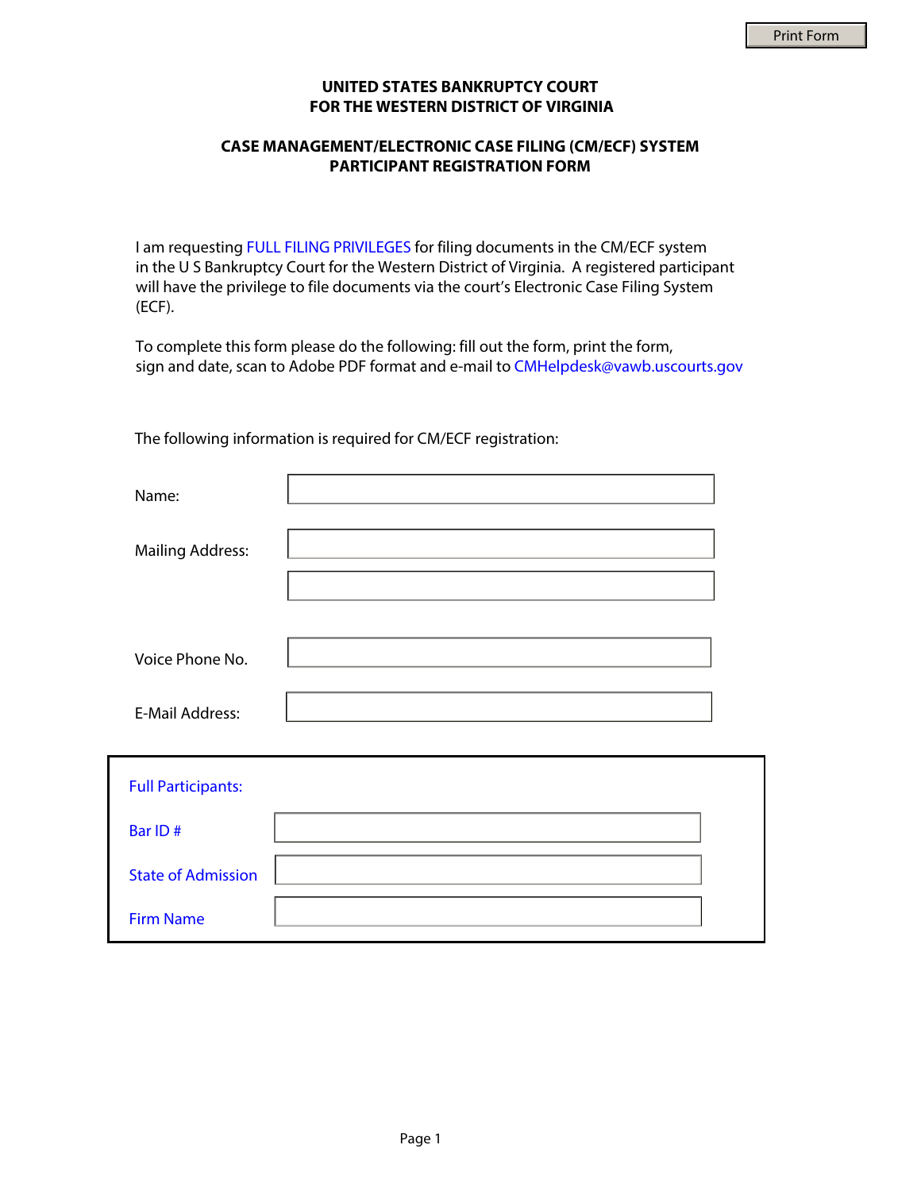Print Form

## UNITED STATES BANKRUPTCY COURT
## FOR THE WESTERN DISTRICT OF VIRGINIA

### CASE MANAGEMENT/ELECTRONIC CASE FILING (CM/ECF) SYSTEM
### PARTICIPANT REGISTRATION FORM

I am requesting FULL FILING PRIVILEGES for filing documents in the CM/ECF system in the U S Bankruptcy Court for the Western District of Virginia. A registered participant will have the privilege to file documents via the court's Electronic Case Filing System (ECF).

To complete this form please do the following: fill out the form, print the form, sign and date, scan to Adobe PDF format and e-mail to CMHelpdesk@vawb.uscourts.gov

The following information is required for CM/ECF registration:

Name: \_\_\_\_\_\_\_\_\_\_\_\_\_\_\_\_\_\_\_\_

Mailing Address: \_\_\_\_\_\_\_\_\_\_\_\_\_\_\_\_\_\_\_\_

\_\_\_\_\_\_\_\_\_\_\_\_\_\_\_\_\_\_\_\_

Voice Phone No. \_\_\_\_\_\_\_\_\_\_\_\_\_\_\_\_\_\_\_\_

E-Mail Address: \_\_\_\_\_\_\_\_\_\_\_\_\_\_\_\_\_\_\_\_

**Full Participants:**

Bar ID # \_\_\_\_\_\_\_\_\_\_\_\_\_\_\_\_\_\_\_\_

State of Admission \_\_\_\_\_\_\_\_\_\_\_\_\_\_\_\_\_\_\_\_

Firm Name \_\_\_\_\_\_\_\_\_\_\_\_\_\_\_\_\_\_\_\_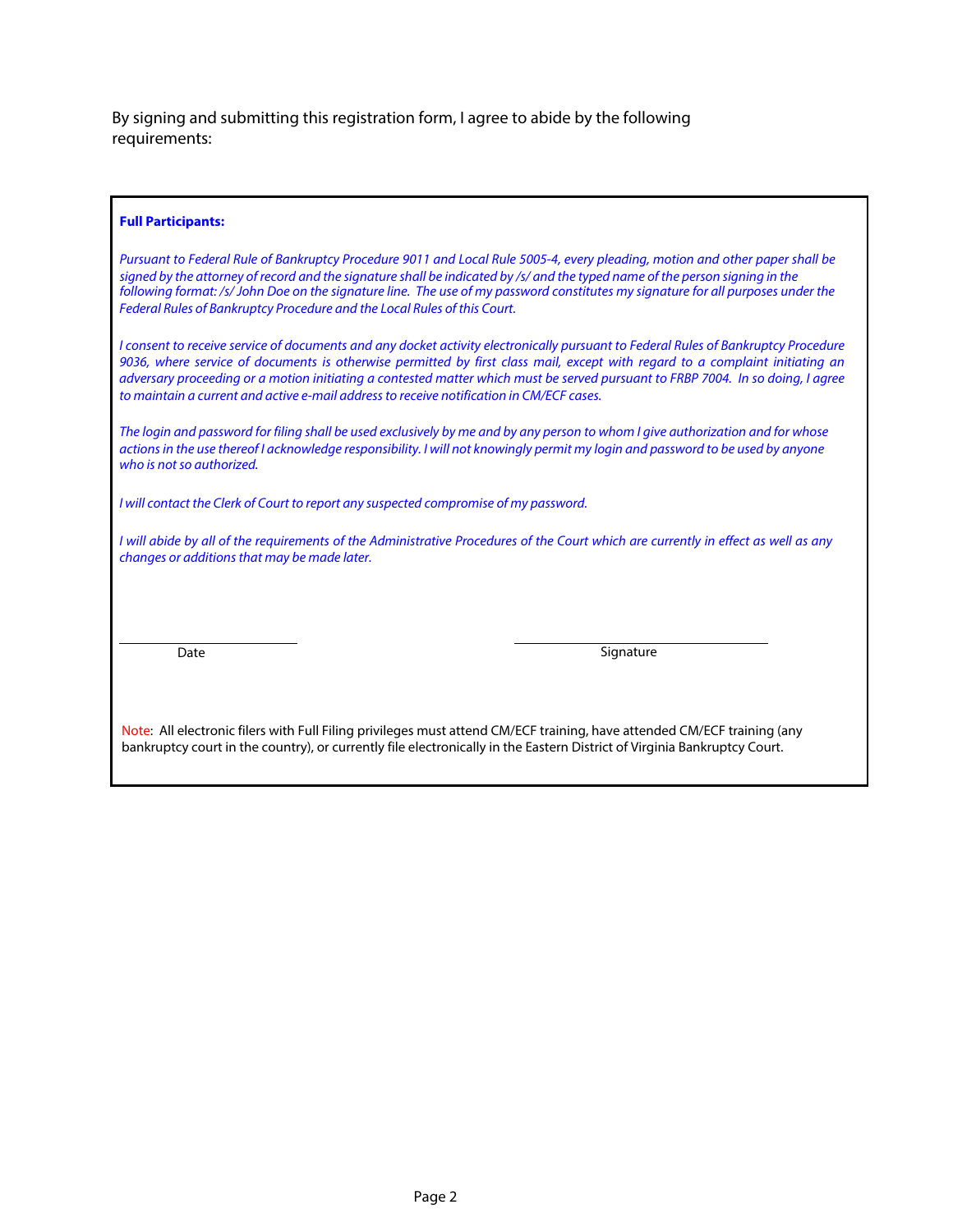By signing and submitting this registration form, I agree to abide by the following requirements:

**Full Participants:**

*Pursuant to Federal Rule of Bankruptcy Procedure 9011 and Local Rule 5005-4, every pleading, motion and other paper shall be signed by the attorney of record and the signature shall be indicated by /s/ and the typed name of the person signing in the following format: /s/ John Doe on the signature line. The use of my password constitutes my signature for all purposes under the Federal Rules of Bankruptcy Procedure and the Local Rules of this Court.*

*I consent to receive service of documents and any docket activity electronically pursuant to Federal Rules of Bankruptcy Procedure 9036, where service of documents is otherwise permitted by first class mail, except with regard to a complaint initiating an adversary proceeding or a motion initiating a contested matter which must be served pursuant to FRBP 7004. In so doing, I agree to maintain a current and active e-mail address to receive notification in CM/ECF cases.*

*The login and password for filing shall be used exclusively by me and by any person to whom I give authorization and for whose actions in the use thereof I acknowledge responsibility. I will not knowingly permit my login and password to be used by anyone who is not so authorized.*

*I will contact the Clerk of Court to report any suspected compromise of my password.*

*I will abide by all of the requirements of the Administrative Procedures of the Court which are currently in effect as well as any changes or additions that may be made later.*

\_\_\_\_\_\_\_\_\_\_\_\_\_\_\_\_\_\_\_\_\_\_\_\_ Date

\_\_\_\_\_\_\_\_\_\_\_\_\_\_\_\_\_\_\_\_\_\_\_\_ Signature

Note: All electronic filers with Full Filing privileges must attend CM/ECF training, have attended CM/ECF training (any bankruptcy court in the country), or currently file electronically in the Eastern District of Virginia Bankruptcy Court.